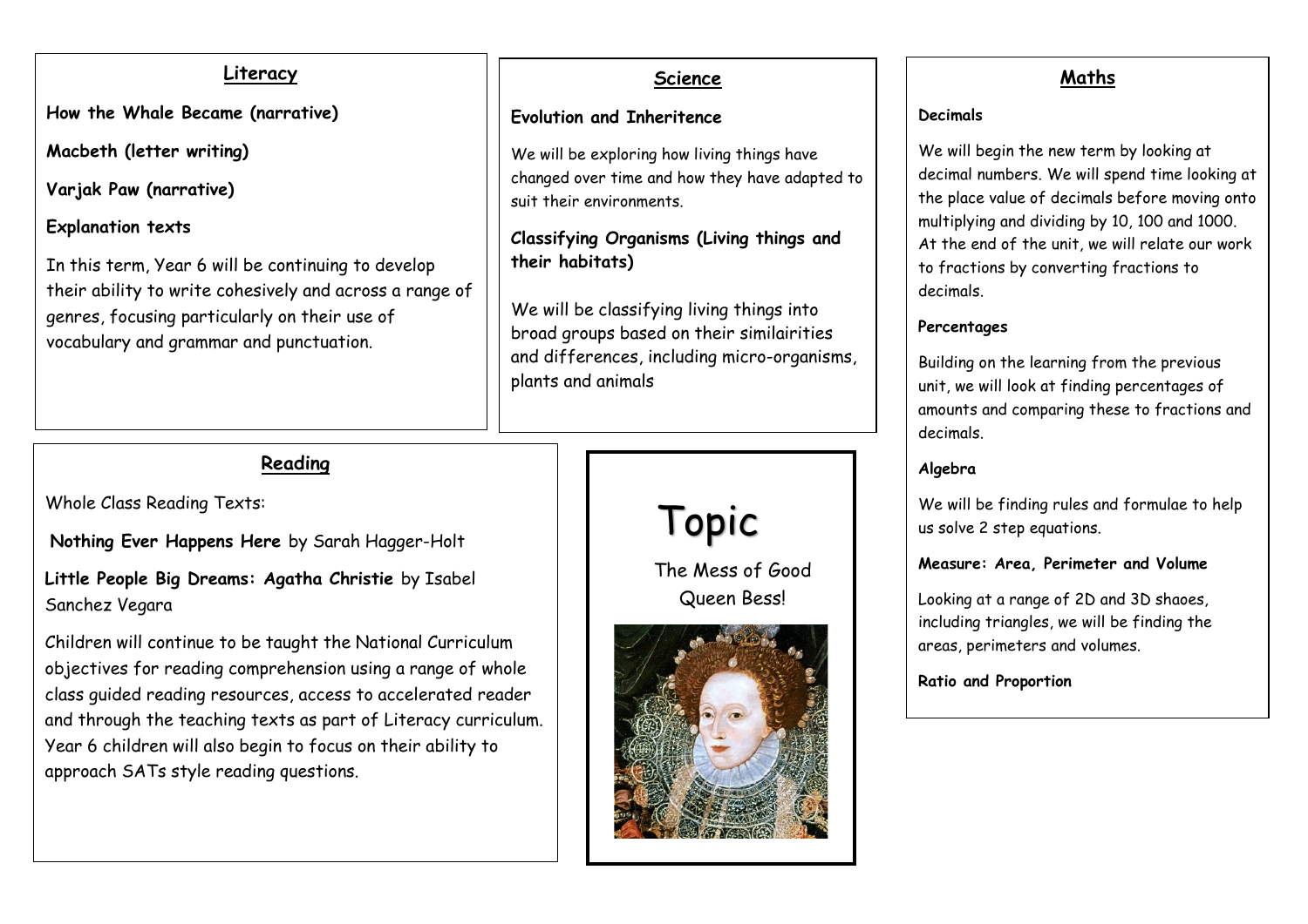## Literacy

**How the Whale Became (narrative)**

**Macbeth (letter writing)**

**Varjak Paw (narrative)**

**Explanation texts**

In this term, Year 6 will be continuing to develop their ability to write cohesively and across a range of genres, focusing particularly on their use of vocabulary and grammar and punctuation.

## Science

**Evolution and Inheritence**

We will be exploring how living things have changed over time and how they have adapted to suit their environments.

**Classifying Organisms (Living things and their habitats)**

We will be classifying living things into broad groups based on their similairities and differences, including micro-organisms, plants and animals

## Maths

**Decimals**

We will begin the new term by looking at decimal numbers. We will spend time looking at the place value of decimals before moving onto multiplying and dividing by 10, 100 and 1000. At the end of the unit, we will relate our work to fractions by converting fractions to decimals.

**Percentages**

Building on the learning from the previous unit, we will look at finding percentages of amounts and comparing these to fractions and decimals.

**Algebra**

We will be finding rules and formulae to help us solve 2 step equations.

**Measure: Area, Perimeter and Volume**

Looking at a range of 2D and 3D shaoes, including triangles, we will be finding the areas, perimeters and volumes.

**Ratio and Proportion**

## Reading

Whole Class Reading Texts:

**Nothing Ever Happens Here** by Sarah Hagger-Holt

**Little People Big Dreams: Agatha Christie** by Isabel Sanchez Vegara

Children will continue to be taught the National Curriculum objectives for reading comprehension using a range of whole class guided reading resources, access to accelerated reader and through the teaching texts as part of Literacy curriculum. Year 6 children will also begin to focus on their ability to approach SATs style reading questions.

## Topic

The Mess of Good Queen Bess!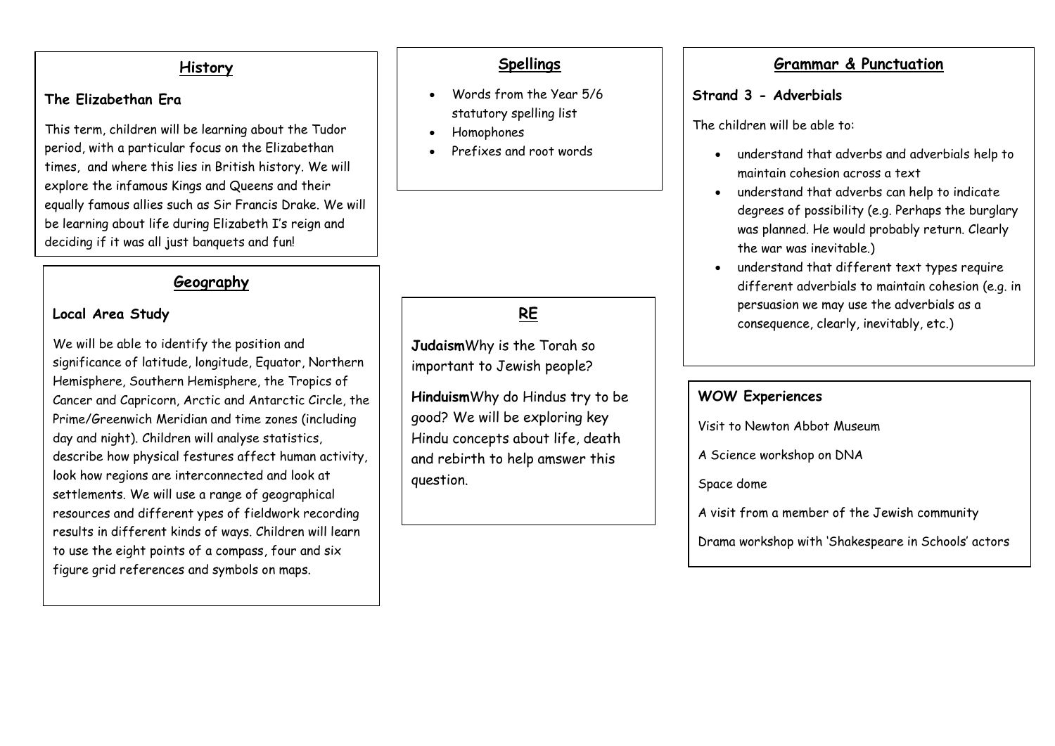## History

**The Elizabethan Era**

This term, children will be learning about the Tudor period, with a particular focus on the Elizabethan times, and where this lies in British history. We will explore the infamous Kings and Queens and their equally famous allies such as Sir Francis Drake. We will be learning about life during Elizabeth I's reign and deciding if it was all just banquets and fun!

## Geography

**Local Area Study**

We will be able to identify the position and significance of latitude, longitude, Equator, Northern Hemisphere, Southern Hemisphere, the Tropics of Cancer and Capricorn, Arctic and Antarctic Circle, the Prime/Greenwich Meridian and time zones (including day and night). Children will analyse statistics, describe how physical festures affect human activity, look how regions are interconnected and look at settlements. We will use a range of geographical resources and different ypes of fieldwork recording results in different kinds of ways. Children will learn to use the eight points of a compass, four and six figure grid references and symbols on maps.

## Spellings

- Words from the Year 5/6 statutory spelling list
- Homophones
- Prefixes and root words

## RE

**Judaism**Why is the Torah so important to Jewish people?

**Hinduism**Why do Hindus try to be good? We will be exploring key Hindu concepts about life, death and rebirth to help amswer this question.

## Grammar & Punctuation

**Strand 3 - Adverbials**

The children will be able to:

- understand that adverbs and adverbials help to maintain cohesion across a text
- understand that adverbs can help to indicate degrees of possibility (e.g. Perhaps the burglary was planned. He would probably return. Clearly the war was inevitable.)
- understand that different text types require different adverbials to maintain cohesion (e.g. in persuasion we may use the adverbials as a consequence, clearly, inevitably, etc.)

**WOW Experiences**

Visit to Newton Abbot Museum

A Science workshop on DNA

Space dome

A visit from a member of the Jewish community

Drama workshop with 'Shakespeare in Schools' actors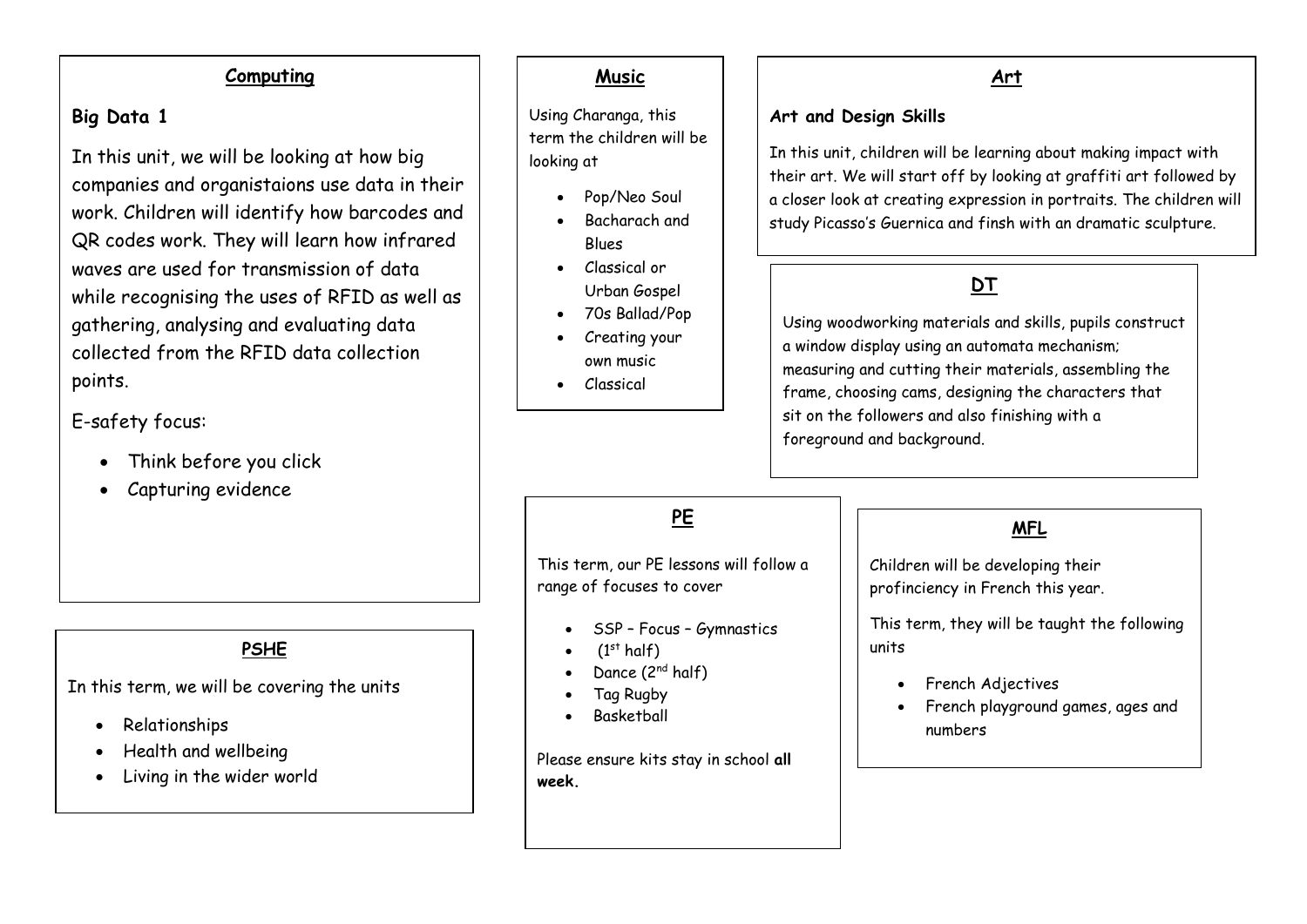## Computing

**Big Data 1**

In this unit, we will be looking at how big companies and organistaions use data in their work. Children will identify how barcodes and QR codes work. They will learn how infrared waves are used for transmission of data while recognising the uses of RFID as well as gathering, analysing and evaluating data collected from the RFID data collection points.

E-safety focus:

- Think before you click
- Capturing evidence

## PSHE

In this term, we will be covering the units

- Relationships
- Health and wellbeing
- Living in the wider world

## Music

Using Charanga, this term the children will be looking at

- Pop/Neo Soul
- Bacharach and Blues
- Classical or Urban Gospel
- 70s Ballad/Pop
- Creating your own music
- Classical

## PE

This term, our PE lessons will follow a range of focuses to cover

- SSP – Focus – Gymnastics
- (1st half)
- Dance (2nd half)
- Tag Rugby
- Basketball

Please ensure kits stay in school **all week.**

## Art

**Art and Design Skills**

In this unit, children will be learning about making impact with their art. We will start off by looking at graffiti art followed by a closer look at creating expression in portraits. The children will study Picasso's Guernica and finsh with an dramatic sculpture.

## DT

Using woodworking materials and skills, pupils construct a window display using an automata mechanism; measuring and cutting their materials, assembling the frame, choosing cams, designing the characters that sit on the followers and also finishing with a foreground and background.

## MFL

Children will be developing their profinciency in French this year.

This term, they will be taught the following units

- French Adjectives
- French playground games, ages and numbers